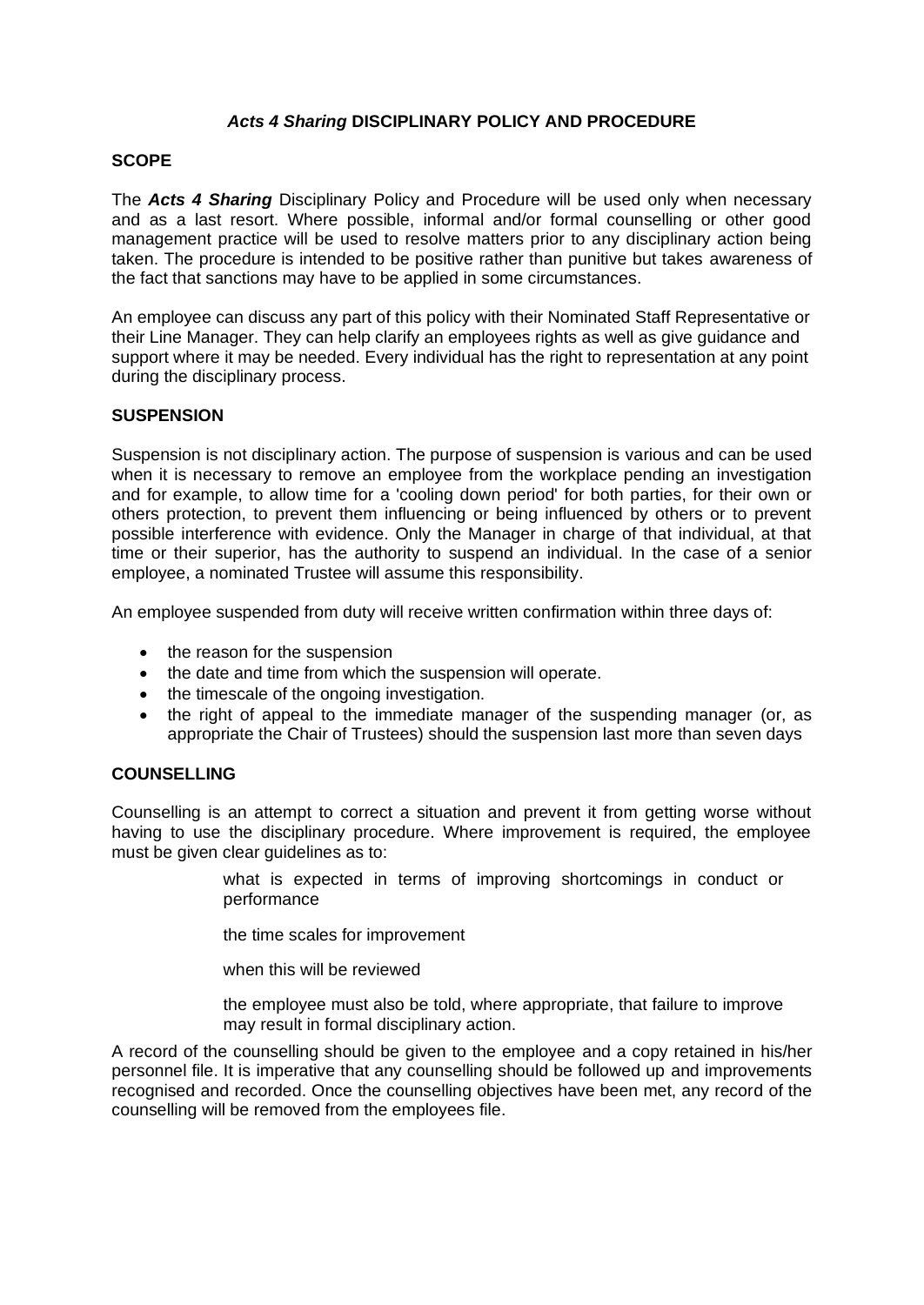# ***Acts 4 Sharing*** DISCIPLINARY POLICY AND PROCEDURE

## SCOPE

The ***Acts 4 Sharing*** Disciplinary Policy and Procedure will be used only when necessary and as a last resort. Where possible, informal and/or formal counselling or other good management practice will be used to resolve matters prior to any disciplinary action being taken. The procedure is intended to be positive rather than punitive but takes awareness of the fact that sanctions may have to be applied in some circumstances.

An employee can discuss any part of this policy with their Nominated Staff Representative or their Line Manager. They can help clarify an employees rights as well as give guidance and support where it may be needed. Every individual has the right to representation at any point during the disciplinary process.

## SUSPENSION

Suspension is not disciplinary action. The purpose of suspension is various and can be used when it is necessary to remove an employee from the workplace pending an investigation and for example, to allow time for a 'cooling down period' for both parties, for their own or others protection, to prevent them influencing or being influenced by others or to prevent possible interference with evidence. Only the Manager in charge of that individual, at that time or their superior, has the authority to suspend an individual. In the case of a senior employee, a nominated Trustee will assume this responsibility.

An employee suspended from duty will receive written confirmation within three days of:

- the reason for the suspension
- the date and time from which the suspension will operate.
- the timescale of the ongoing investigation.
- the right of appeal to the immediate manager of the suspending manager (or, as appropriate the Chair of Trustees) should the suspension last more than seven days

## COUNSELLING

Counselling is an attempt to correct a situation and prevent it from getting worse without having to use the disciplinary procedure. Where improvement is required, the employee must be given clear guidelines as to:

what is expected in terms of improving shortcomings in conduct or performance

the time scales for improvement

when this will be reviewed

the employee must also be told, where appropriate, that failure to improve may result in formal disciplinary action.

A record of the counselling should be given to the employee and a copy retained in his/her personnel file. It is imperative that any counselling should be followed up and improvements recognised and recorded. Once the counselling objectives have been met, any record of the counselling will be removed from the employees file.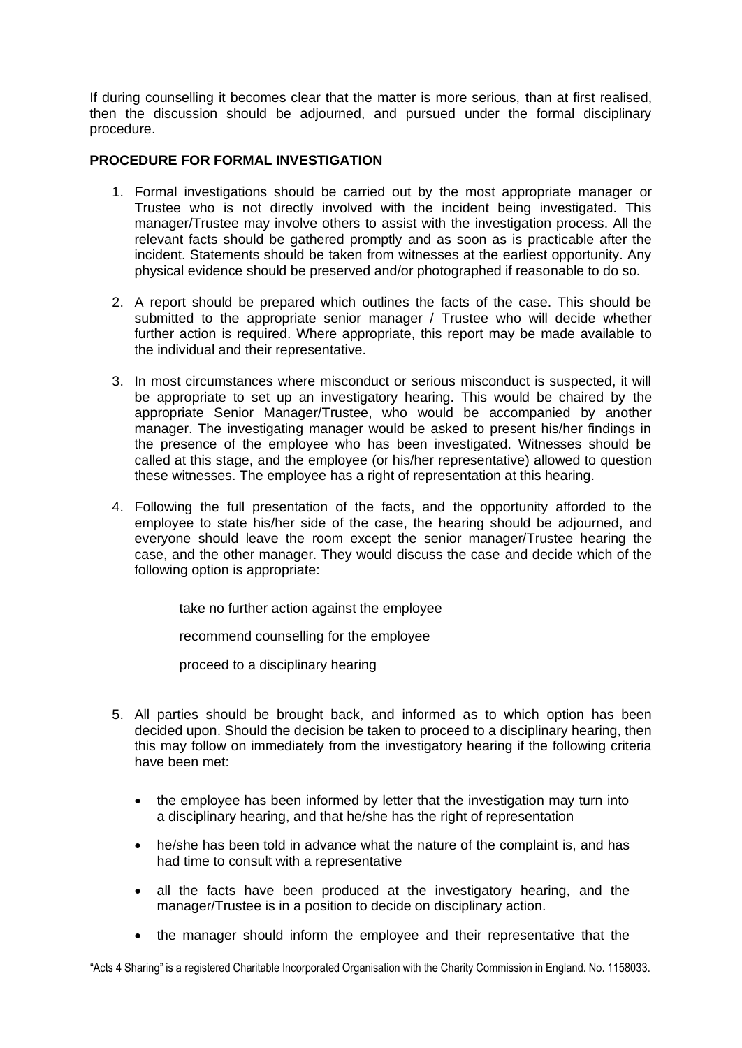If during counselling it becomes clear that the matter is more serious, than at first realised, then the discussion should be adjourned, and pursued under the formal disciplinary procedure.

**PROCEDURE FOR FORMAL INVESTIGATION**

1. Formal investigations should be carried out by the most appropriate manager or Trustee who is not directly involved with the incident being investigated. This manager/Trustee may involve others to assist with the investigation process. All the relevant facts should be gathered promptly and as soon as is practicable after the incident. Statements should be taken from witnesses at the earliest opportunity. Any physical evidence should be preserved and/or photographed if reasonable to do so.

2. A report should be prepared which outlines the facts of the case. This should be submitted to the appropriate senior manager / Trustee who will decide whether further action is required. Where appropriate, this report may be made available to the individual and their representative.

3. In most circumstances where misconduct or serious misconduct is suspected, it will be appropriate to set up an investigatory hearing. This would be chaired by the appropriate Senior Manager/Trustee, who would be accompanied by another manager. The investigating manager would be asked to present his/her findings in the presence of the employee who has been investigated. Witnesses should be called at this stage, and the employee (or his/her representative) allowed to question these witnesses. The employee has a right of representation at this hearing.

4. Following the full presentation of the facts, and the opportunity afforded to the employee to state his/her side of the case, the hearing should be adjourned, and everyone should leave the room except the senior manager/Trustee hearing the case, and the other manager. They would discuss the case and decide which of the following option is appropriate:

   take no further action against the employee

   recommend counselling for the employee

   proceed to a disciplinary hearing

5. All parties should be brought back, and informed as to which option has been decided upon. Should the decision be taken to proceed to a disciplinary hearing, then this may follow on immediately from the investigatory hearing if the following criteria have been met:

   - the employee has been informed by letter that the investigation may turn into a disciplinary hearing, and that he/she has the right of representation
   - he/she has been told in advance what the nature of the complaint is, and has had time to consult with a representative
   - all the facts have been produced at the investigatory hearing, and the manager/Trustee is in a position to decide on disciplinary action.
   - the manager should inform the employee and their representative that the

"Acts 4 Sharing" is a registered Charitable Incorporated Organisation with the Charity Commission in England. No. 1158033.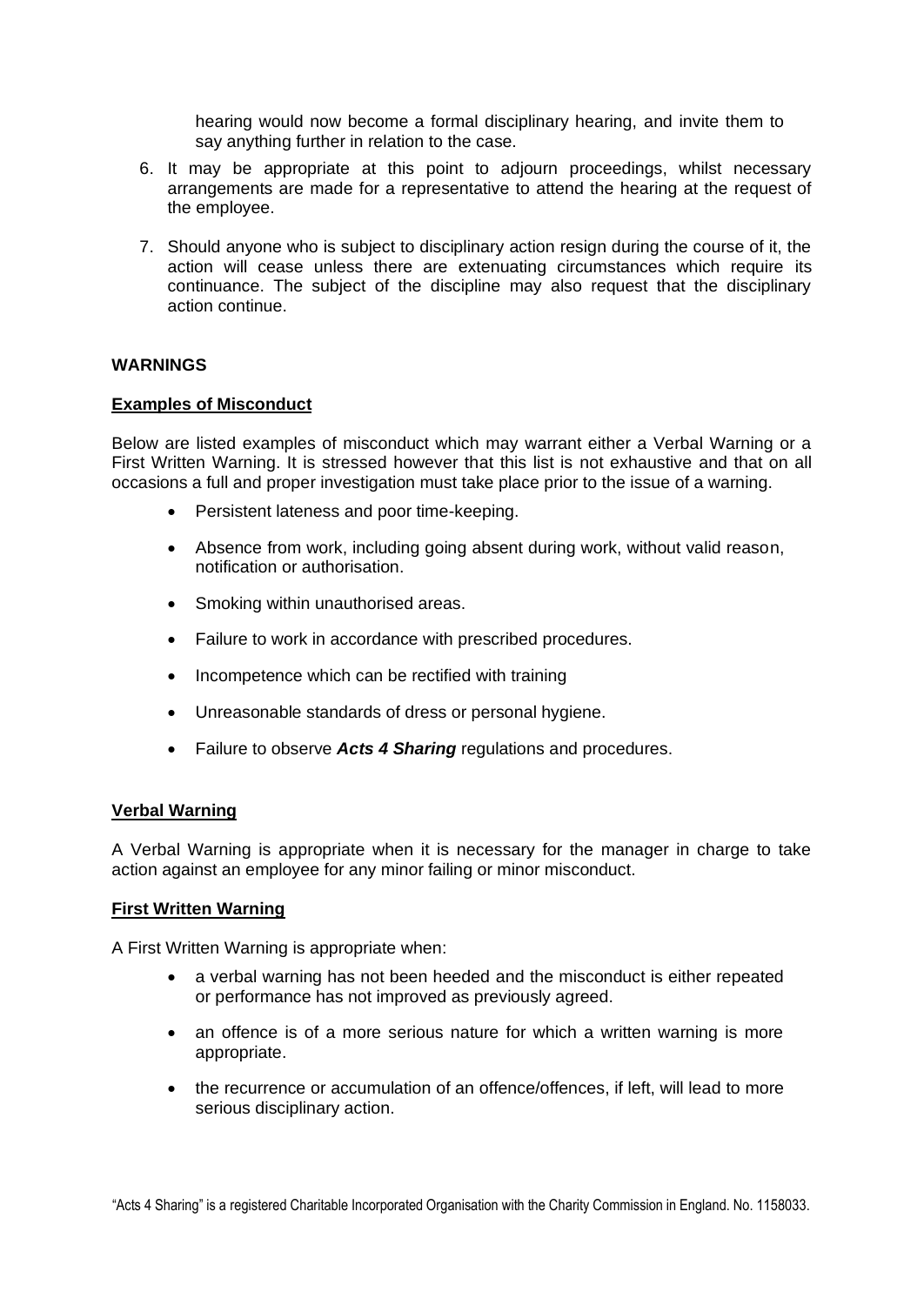hearing would now become a formal disciplinary hearing, and invite them to say anything further in relation to the case.

6. It may be appropriate at this point to adjourn proceedings, whilst necessary arrangements are made for a representative to attend the hearing at the request of the employee.

7. Should anyone who is subject to disciplinary action resign during the course of it, the action will cease unless there are extenuating circumstances which require its continuance. The subject of the discipline may also request that the disciplinary action continue.

## WARNINGS

### Examples of Misconduct

Below are listed examples of misconduct which may warrant either a Verbal Warning or a First Written Warning. It is stressed however that this list is not exhaustive and that on all occasions a full and proper investigation must take place prior to the issue of a warning.

- Persistent lateness and poor time-keeping.
- Absence from work, including going absent during work, without valid reason, notification or authorisation.
- Smoking within unauthorised areas.
- Failure to work in accordance with prescribed procedures.
- Incompetence which can be rectified with training
- Unreasonable standards of dress or personal hygiene.
- Failure to observe ***Acts 4 Sharing*** regulations and procedures.

### Verbal Warning

A Verbal Warning is appropriate when it is necessary for the manager in charge to take action against an employee for any minor failing or minor misconduct.

### First Written Warning

A First Written Warning is appropriate when:

- a verbal warning has not been heeded and the misconduct is either repeated or performance has not improved as previously agreed.
- an offence is of a more serious nature for which a written warning is more appropriate.
- the recurrence or accumulation of an offence/offences, if left, will lead to more serious disciplinary action.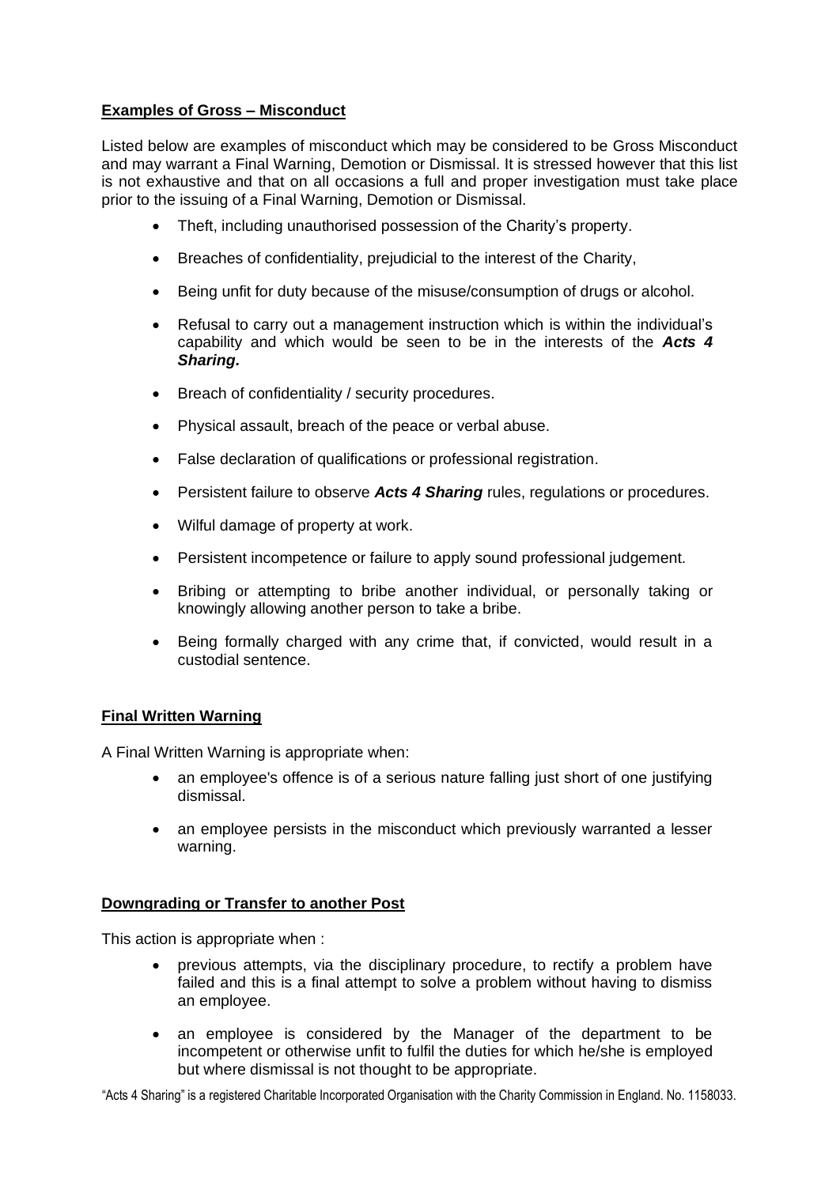**Examples of Gross – Misconduct**

Listed below are examples of misconduct which may be considered to be Gross Misconduct and may warrant a Final Warning, Demotion or Dismissal. It is stressed however that this list is not exhaustive and that on all occasions a full and proper investigation must take place prior to the issuing of a Final Warning, Demotion or Dismissal.

- Theft, including unauthorised possession of the Charity's property.
- Breaches of confidentiality, prejudicial to the interest of the Charity,
- Being unfit for duty because of the misuse/consumption of drugs or alcohol.
- Refusal to carry out a management instruction which is within the individual's capability and which would be seen to be in the interests of the ***Acts 4 Sharing.***
- Breach of confidentiality / security procedures.
- Physical assault, breach of the peace or verbal abuse.
- False declaration of qualifications or professional registration.
- Persistent failure to observe ***Acts 4 Sharing*** rules, regulations or procedures.
- Wilful damage of property at work.
- Persistent incompetence or failure to apply sound professional judgement.
- Bribing or attempting to bribe another individual, or personally taking or knowingly allowing another person to take a bribe.
- Being formally charged with any crime that, if convicted, would result in a custodial sentence.

**Final Written Warning**

A Final Written Warning is appropriate when:

- an employee's offence is of a serious nature falling just short of one justifying dismissal.
- an employee persists in the misconduct which previously warranted a lesser warning.

**Downgrading or Transfer to another Post**

This action is appropriate when :

- previous attempts, via the disciplinary procedure, to rectify a problem have failed and this is a final attempt to solve a problem without having to dismiss an employee.
- an employee is considered by the Manager of the department to be incompetent or otherwise unfit to fulfil the duties for which he/she is employed but where dismissal is not thought to be appropriate.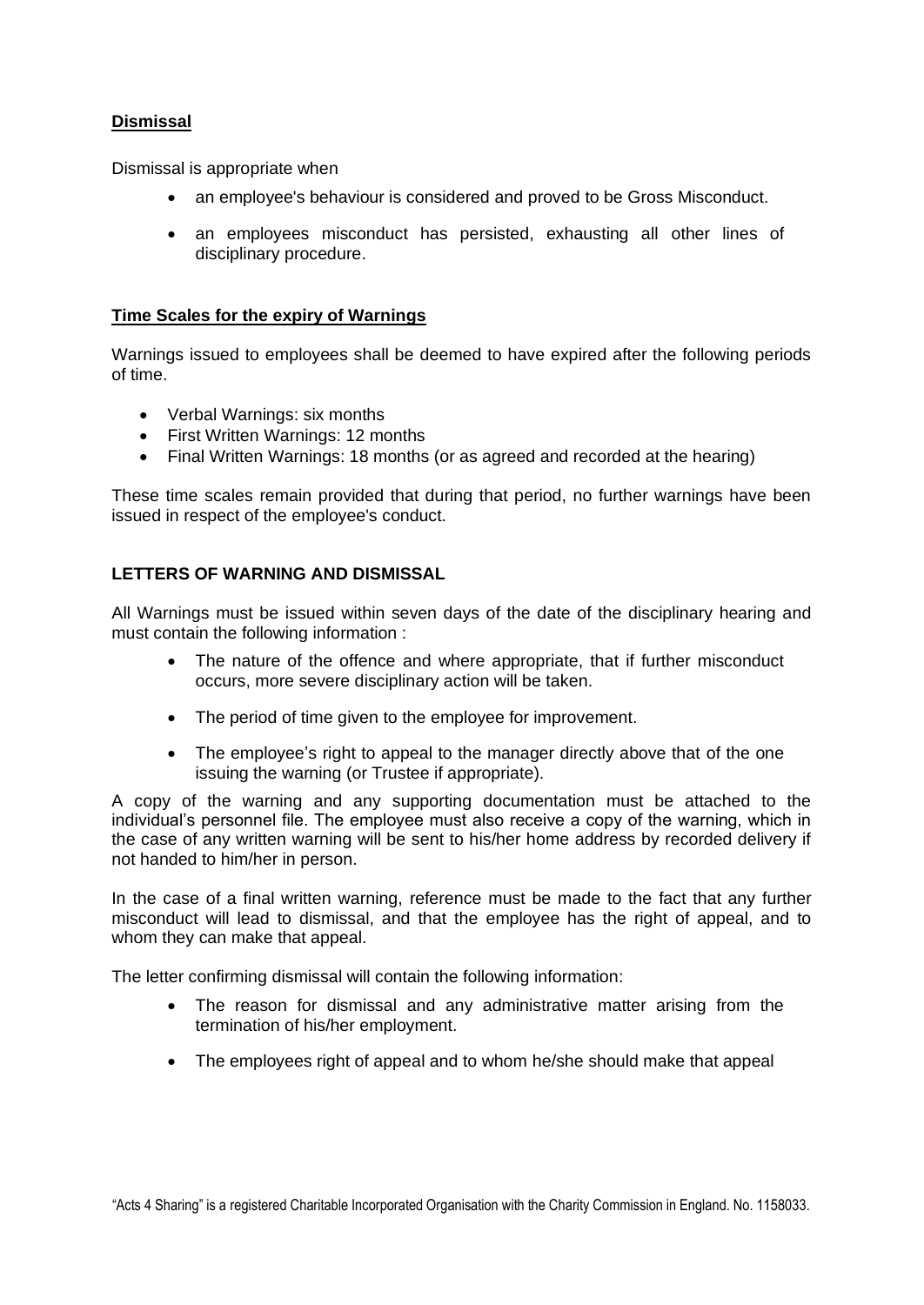## **Dismissal**

Dismissal is appropriate when

- an employee's behaviour is considered and proved to be Gross Misconduct.
- an employees misconduct has persisted, exhausting all other lines of disciplinary procedure.

## **Time Scales for the expiry of Warnings**

Warnings issued to employees shall be deemed to have expired after the following periods of time.

- Verbal Warnings: six months
- First Written Warnings: 12 months
- Final Written Warnings: 18 months (or as agreed and recorded at the hearing)

These time scales remain provided that during that period, no further warnings have been issued in respect of the employee's conduct.

## **LETTERS OF WARNING AND DISMISSAL**

All Warnings must be issued within seven days of the date of the disciplinary hearing and must contain the following information :

- The nature of the offence and where appropriate, that if further misconduct occurs, more severe disciplinary action will be taken.
- The period of time given to the employee for improvement.
- The employee's right to appeal to the manager directly above that of the one issuing the warning (or Trustee if appropriate).

A copy of the warning and any supporting documentation must be attached to the individual's personnel file. The employee must also receive a copy of the warning, which in the case of any written warning will be sent to his/her home address by recorded delivery if not handed to him/her in person.

In the case of a final written warning, reference must be made to the fact that any further misconduct will lead to dismissal, and that the employee has the right of appeal, and to whom they can make that appeal.

The letter confirming dismissal will contain the following information:

- The reason for dismissal and any administrative matter arising from the termination of his/her employment.
- The employees right of appeal and to whom he/she should make that appeal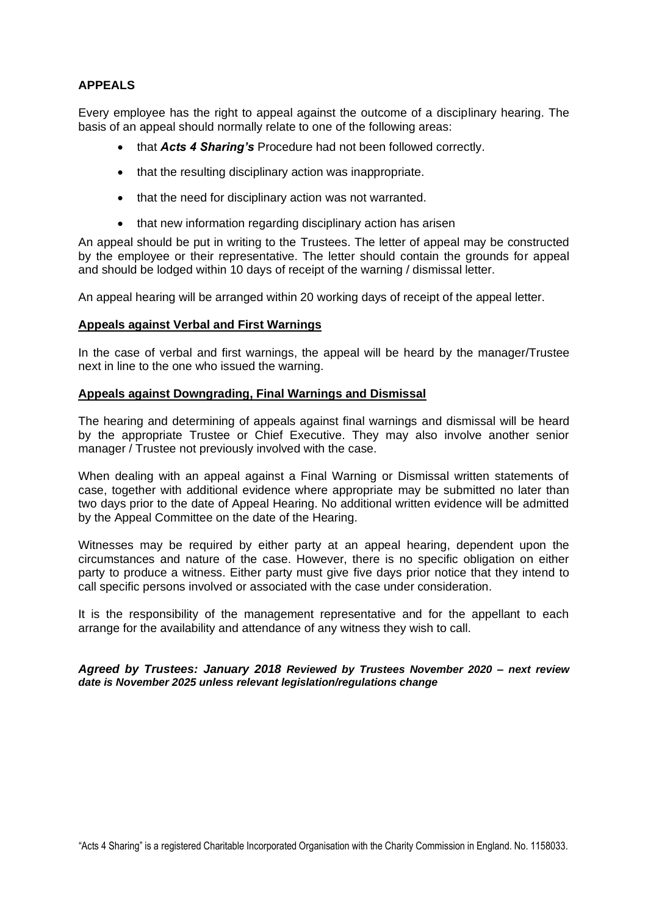## APPEALS

Every employee has the right to appeal against the outcome of a disciplinary hearing. The basis of an appeal should normally relate to one of the following areas:

- that ***Acts 4 Sharing's*** Procedure had not been followed correctly.
- that the resulting disciplinary action was inappropriate.
- that the need for disciplinary action was not warranted.
- that new information regarding disciplinary action has arisen

An appeal should be put in writing to the Trustees. The letter of appeal may be constructed by the employee or their representative. The letter should contain the grounds for appeal and should be lodged within 10 days of receipt of the warning / dismissal letter.

An appeal hearing will be arranged within 20 working days of receipt of the appeal letter.

### Appeals against Verbal and First Warnings

In the case of verbal and first warnings, the appeal will be heard by the manager/Trustee next in line to the one who issued the warning.

### Appeals against Downgrading, Final Warnings and Dismissal

The hearing and determining of appeals against final warnings and dismissal will be heard by the appropriate Trustee or Chief Executive. They may also involve another senior manager / Trustee not previously involved with the case.

When dealing with an appeal against a Final Warning or Dismissal written statements of case, together with additional evidence where appropriate may be submitted no later than two days prior to the date of Appeal Hearing. No additional written evidence will be admitted by the Appeal Committee on the date of the Hearing.

Witnesses may be required by either party at an appeal hearing, dependent upon the circumstances and nature of the case. However, there is no specific obligation on either party to produce a witness. Either party must give five days prior notice that they intend to call specific persons involved or associated with the case under consideration.

It is the responsibility of the management representative and for the appellant to each arrange for the availability and attendance of any witness they wish to call.

***Agreed by Trustees: January 2018 Reviewed by Trustees November 2020 – next review date is November 2025 unless relevant legislation/regulations change***

"Acts 4 Sharing" is a registered Charitable Incorporated Organisation with the Charity Commission in England. No. 1158033.